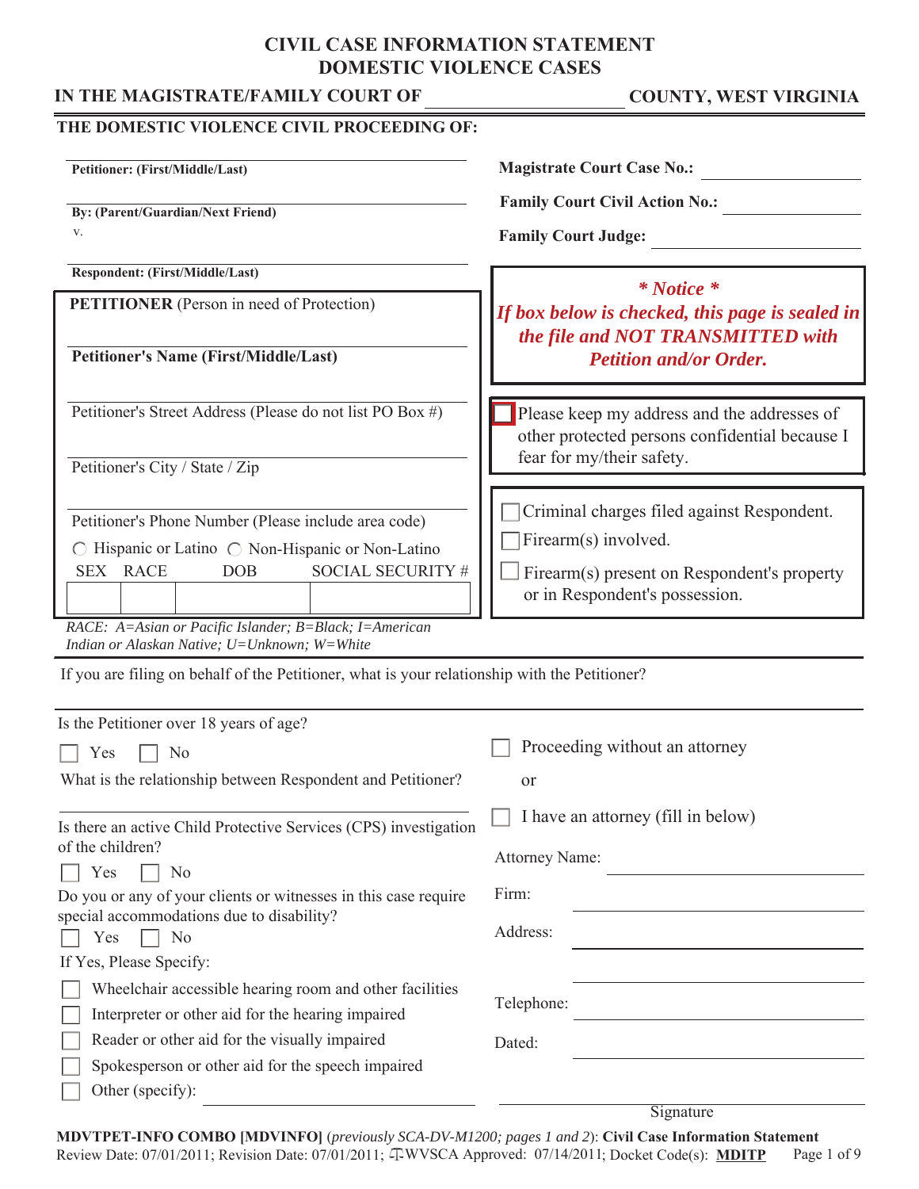# CIVIL CASE INFORMATION STATEMENT
# DOMESTIC VIOLENCE CASES

**IN THE MAGISTRATE/FAMILY COURT OF \_\_\_\_\_\_\_\_\_\_\_\_\_\_\_\_\_\_\_\_ COUNTY, WEST VIRGINIA**

**THE DOMESTIC VIOLENCE CIVIL PROCEEDING OF:**

\_\_\_\_\_\_\_\_\_\_\_\_\_\_\_\_\_\_\_\_\_\_\_\_\_\_\_\_\_\_\_\_\_\_\_\_\_\_\_\_
**Petitioner: (First/Middle/Last)**

\_\_\_\_\_\_\_\_\_\_\_\_\_\_\_\_\_\_\_\_\_\_\_\_\_\_\_\_\_\_\_\_\_\_\_\_\_\_\_\_
**By: (Parent/Guardian/Next Friend)**

v.

\_\_\_\_\_\_\_\_\_\_\_\_\_\_\_\_\_\_\_\_\_\_\_\_\_\_\_\_\_\_\_\_\_\_\_\_\_\_\_\_
**Respondent: (First/Middle/Last)**

**Magistrate Court Case No.:** \_\_\_\_\_\_\_\_\_\_\_\_\_\_\_\_\_\_\_\_

**Family Court Civil Action No.:** \_\_\_\_\_\_\_\_\_\_\_\_\_\_\_\_\_\_\_\_

**Family Court Judge:** \_\_\_\_\_\_\_\_\_\_\_\_\_\_\_\_\_\_\_\_

**PETITIONER** (Person in need of Protection)

\_\_\_\_\_\_\_\_\_\_\_\_\_\_\_\_\_\_\_\_\_\_\_\_\_\_\_\_\_\_\_\_\_\_\_\_\_\_\_\_
**Petitioner's Name (First/Middle/Last)**

\_\_\_\_\_\_\_\_\_\_\_\_\_\_\_\_\_\_\_\_\_\_\_\_\_\_\_\_\_\_\_\_\_\_\_\_\_\_\_\_
Petitioner's Street Address (Please do not list PO Box #)

\_\_\_\_\_\_\_\_\_\_\_\_\_\_\_\_\_\_\_\_\_\_\_\_\_\_\_\_\_\_\_\_\_\_\_\_\_\_\_\_
Petitioner's City / State / Zip

\_\_\_\_\_\_\_\_\_\_\_\_\_\_\_\_\_\_\_\_\_\_\_\_\_\_\_\_\_\_\_\_\_\_\_\_\_\_\_\_
Petitioner's Phone Number (Please include area code)

○ Hispanic or Latino ○ Non-Hispanic or Non-Latino

| SEX | RACE | DOB | SOCIAL SECURITY # |
|---|---|---|---|
| | | | |

*RACE: A=Asian or Pacific Islander; B=Black; I=American Indian or Alaskan Native; U=Unknown; W=White*

***\* Notice \****
***If box below is checked, this page is sealed in the file and NOT TRANSMITTED with Petition and/or Order.***

☐ Please keep my address and the addresses of other protected persons confidential because I fear for my/their safety.

☐ Criminal charges filed against Respondent.
☐ Firearm(s) involved.
☐ Firearm(s) present on Respondent's property or in Respondent's possession.

If you are filing on behalf of the Petitioner, what is your relationship with the Petitioner?

\_\_\_\_\_\_\_\_\_\_\_\_\_\_\_\_\_\_\_\_\_\_\_\_\_\_\_\_\_\_\_\_\_\_\_\_\_\_\_\_

Is the Petitioner over 18 years of age?

☐ Yes ☐ No

What is the relationship between Respondent and Petitioner?

\_\_\_\_\_\_\_\_\_\_\_\_\_\_\_\_\_\_\_\_\_\_\_\_\_\_\_\_\_\_\_\_\_\_\_\_\_\_\_\_

Is there an active Child Protective Services (CPS) investigation of the children?

☐ Yes ☐ No

Do you or any of your clients or witnesses in this case require special accommodations due to disability?

☐ Yes ☐ No

If Yes, Please Specify:

☐ Wheelchair accessible hearing room and other facilities
☐ Interpreter or other aid for the hearing impaired
☐ Reader or other aid for the visually impaired
☐ Spokesperson or other aid for the speech impaired
☐ Other (specify): \_\_\_\_\_\_\_\_\_\_\_\_\_\_\_\_\_\_\_\_

☐ Proceeding without an attorney

or

☐ I have an attorney (fill in below)

Attorney Name: \_\_\_\_\_\_\_\_\_\_\_\_\_\_\_\_\_\_\_\_

Firm: \_\_\_\_\_\_\_\_\_\_\_\_\_\_\_\_\_\_\_\_

Address: \_\_\_\_\_\_\_\_\_\_\_\_\_\_\_\_\_\_\_\_

\_\_\_\_\_\_\_\_\_\_\_\_\_\_\_\_\_\_\_\_

Telephone: \_\_\_\_\_\_\_\_\_\_\_\_\_\_\_\_\_\_\_\_

Dated: \_\_\_\_\_\_\_\_\_\_\_\_\_\_\_\_\_\_\_\_

\_\_\_\_\_\_\_\_\_\_\_\_\_\_\_\_\_\_\_\_\_\_\_\_\_\_\_\_\_\_\_\_\_\_\_\_\_\_\_\_
Signature

**MDVTPET-INFO COMBO [MDVINFO]** (*previously SCA-DV-M1200; pages 1 and 2*): **Civil Case Information Statement**
Review Date: 07/01/2011; Revision Date: 07/01/2011; WVSCA Approved: 07/14/2011; Docket Code(s): **MDITP**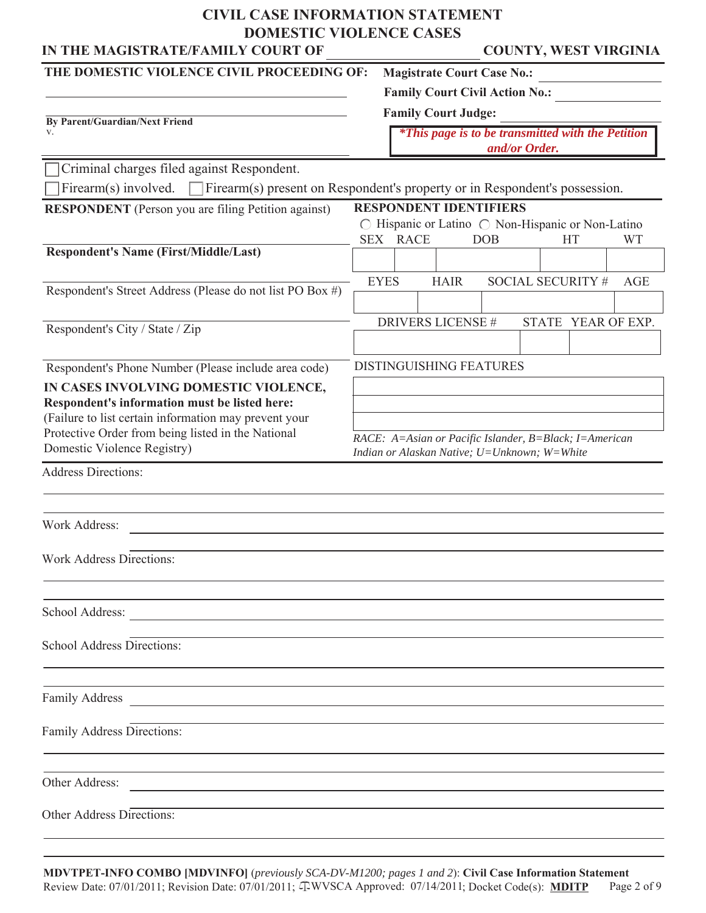# CIVIL CASE INFORMATION STATEMENT
# DOMESTIC VIOLENCE CASES

**IN THE MAGISTRATE/FAMILY COURT OF ____________________ COUNTY, WEST VIRGINIA**

**THE DOMESTIC VIOLENCE CIVIL PROCEEDING OF:**

____________________________________________

____________________________________________
**By Parent/Guardian/Next Friend**

v.

____________________________________________

**Magistrate Court Case No.:** ____________________

**Family Court Civil Action No.:** ____________________

**Family Court Judge:** ____________________

***\*This page is to be transmitted with the Petition and/or Order.***

☐ Criminal charges filed against Respondent.

☐ Firearm(s) involved. ☐ Firearm(s) present on Respondent's property or in Respondent's possession.

**RESPONDENT** (Person you are filing Petition against)

____________________________________________
**Respondent's Name (First/Middle/Last)**

____________________________________________
Respondent's Street Address (Please do not list PO Box #)

____________________________________________
Respondent's City / State / Zip

____________________________________________
Respondent's Phone Number (Please include area code)

**IN CASES INVOLVING DOMESTIC VIOLENCE, Respondent's information must be listed here:**
(Failure to list certain information may prevent your Protective Order from being listed in the National Domestic Violence Registry)

**RESPONDENT IDENTIFIERS**

◯ Hispanic or Latino ◯ Non-Hispanic or Non-Latino

| SEX | RACE | DOB | HT | WT |
|---|---|---|---|---|
| | | | | |

| EYES | HAIR | SOCIAL SECURITY # | AGE |
|---|---|---|---|
| | | | |

| DRIVERS LICENSE # | STATE | YEAR OF EXP. |
|---|---|---|
| | | |

| DISTINGUISHING FEATURES |
|---|
| |
| |
| |

*RACE: A=Asian or Pacific Islander, B=Black; I=American Indian or Alaskan Native; U=Unknown; W=White*

Address Directions: ____________________________________________

____________________________________________

Work Address: ____________________________________________

____________________________________________

Work Address Directions: ____________________________________________

____________________________________________

School Address: ____________________________________________

____________________________________________

School Address Directions: ____________________________________________

____________________________________________

Family Address ____________________________________________

____________________________________________

Family Address Directions: ____________________________________________

____________________________________________

Other Address: ____________________________________________

____________________________________________

Other Address Directions: ____________________________________________

____________________________________________

**MDVTPET-INFO COMBO [MDVINFO]** (*previously SCA-DV-M1200; pages 1 and 2*): **Civil Case Information Statement**
Review Date: 07/01/2011; Revision Date: 07/01/2011; WVSCA Approved: 07/14/2011; Docket Code(s): **MDITP**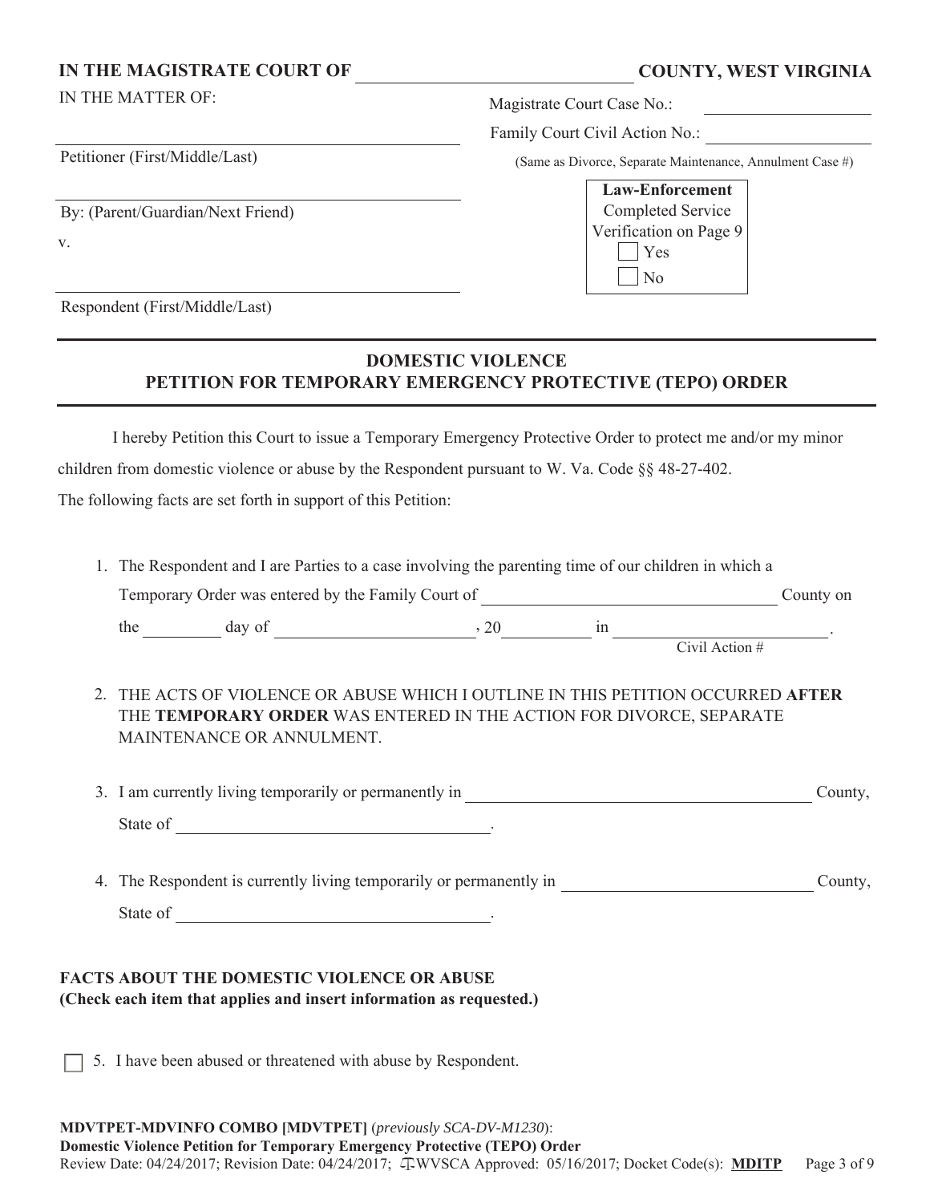**IN THE MAGISTRATE COURT OF \_\_\_\_\_\_\_\_\_\_\_\_\_\_\_\_\_\_\_\_\_\_\_\_\_\_ COUNTY, WEST VIRGINIA**

IN THE MATTER OF:

\_\_\_\_\_\_\_\_\_\_\_\_\_\_\_\_\_\_\_\_\_\_\_\_\_\_\_\_\_\_\_\_\_\_\_\_\_\_\_\_

Petitioner (First/Middle/Last)

\_\_\_\_\_\_\_\_\_\_\_\_\_\_\_\_\_\_\_\_\_\_\_\_\_\_\_\_\_\_\_\_\_\_\_\_\_\_\_\_

By: (Parent/Guardian/Next Friend)

v.

\_\_\_\_\_\_\_\_\_\_\_\_\_\_\_\_\_\_\_\_\_\_\_\_\_\_\_\_\_\_\_\_\_\_\_\_\_\_\_\_

Respondent (First/Middle/Last)

Magistrate Court Case No.: \_\_\_\_\_\_\_\_\_\_\_\_\_\_\_\_

Family Court Civil Action No.: \_\_\_\_\_\_\_\_\_\_\_\_\_\_\_\_

(Same as Divorce, Separate Maintenance, Annulment Case #)

**Law-Enforcement** Completed Service Verification on Page 9
☐ Yes
☐ No

## DOMESTIC VIOLENCE PETITION FOR TEMPORARY EMERGENCY PROTECTIVE (TEPO) ORDER

I hereby Petition this Court to issue a Temporary Emergency Protective Order to protect me and/or my minor children from domestic violence or abuse by the Respondent pursuant to W. Va. Code §§ 48-27-402. The following facts are set forth in support of this Petition:

1. The Respondent and I are Parties to a case involving the parenting time of our children in which a Temporary Order was entered by the Family Court of \_\_\_\_\_\_\_\_\_\_\_\_\_\_\_\_\_\_\_\_\_\_\_\_ County on the \_\_\_\_\_\_ day of \_\_\_\_\_\_\_\_\_\_\_\_\_\_\_\_, 20\_\_\_\_\_\_ in \_\_\_\_\_\_\_\_\_\_\_\_\_\_\_\_\_\_.
   Civil Action #

2. THE ACTS OF VIOLENCE OR ABUSE WHICH I OUTLINE IN THIS PETITION OCCURRED **AFTER** THE **TEMPORARY ORDER** WAS ENTERED IN THE ACTION FOR DIVORCE, SEPARATE MAINTENANCE OR ANNULMENT.

3. I am currently living temporarily or permanently in \_\_\_\_\_\_\_\_\_\_\_\_\_\_\_\_\_\_\_\_\_\_\_\_\_\_\_\_ County, State of \_\_\_\_\_\_\_\_\_\_\_\_\_\_\_\_\_\_\_\_\_\_\_\_\_\_.

4. The Respondent is currently living temporarily or permanently in \_\_\_\_\_\_\_\_\_\_\_\_\_\_\_\_\_\_\_\_ County, State of \_\_\_\_\_\_\_\_\_\_\_\_\_\_\_\_\_\_\_\_\_\_\_\_\_\_.

**FACTS ABOUT THE DOMESTIC VIOLENCE OR ABUSE**
**(Check each item that applies and insert information as requested.)**

☐ 5. I have been abused or threatened with abuse by Respondent.

**MDVTPET-MDVINFO COMBO [MDVTPET]** (*previously SCA-DV-M1230*):
**Domestic Violence Petition for Temporary Emergency Protective (TEPO) Order**
Review Date: 04/24/2017; Revision Date: 04/24/2017; WVSCA Approved: 05/16/2017; Docket Code(s): **MDITP**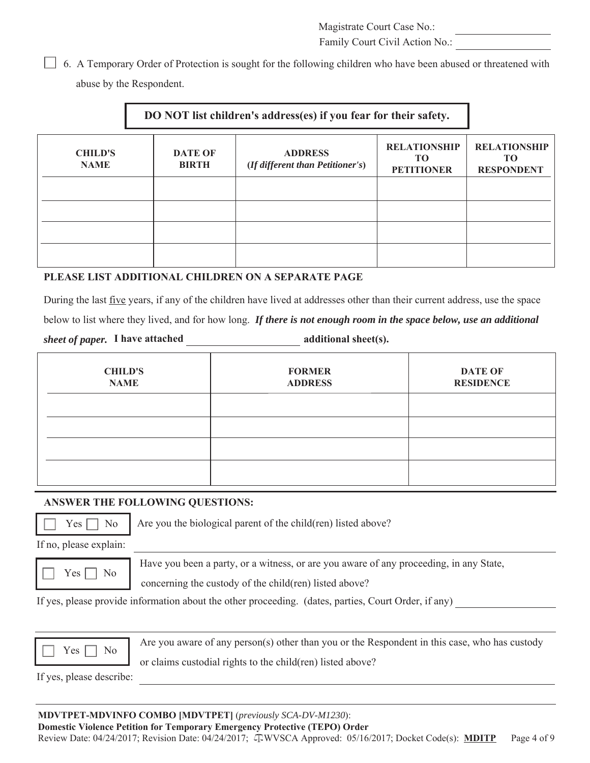Magistrate Court Case No.: ______________

Family Court Civil Action No.: ______________

☐ 6. A Temporary Order of Protection is sought for the following children who have been abused or threatened with abuse by the Respondent.

**DO NOT list children's address(es) if you fear for their safety.**

| CHILD'S NAME | DATE OF BIRTH | ADDRESS (*If different than Petitioner's*) | RELATIONSHIP TO PETITIONER | RELATIONSHIP TO RESPONDENT |
|---|---|---|---|---|
| | | | | |
| | | | | |
| | | | | |
| | | | | |

**PLEASE LIST ADDITIONAL CHILDREN ON A SEPARATE PAGE**

During the last five years, if any of the children have lived at addresses other than their current address, use the space below to list where they lived, and for how long. ***If there is not enough room in the space below, use an additional sheet of paper.*** **I have attached ______________ additional sheet(s).**

| CHILD'S NAME | FORMER ADDRESS | DATE OF RESIDENCE |
|---|---|---|
| | | |
| | | |
| | | |
| | | |

**ANSWER THE FOLLOWING QUESTIONS:**

☐ Yes ☐ No Are you the biological parent of the child(ren) listed above?

If no, please explain: ______________

☐ Yes ☐ No Have you been a party, or a witness, or are you aware of any proceeding, in any State, concerning the custody of the child(ren) listed above?

If yes, please provide information about the other proceeding. (dates, parties, Court Order, if any) ______________

______________

☐ Yes ☐ No Are you aware of any person(s) other than you or the Respondent in this case, who has custody or claims custodial rights to the child(ren) listed above?

If yes, please describe: ______________

**MDVTPET-MDVINFO COMBO [MDVTPET]** (*previously SCA-DV-M1230*):
**Domestic Violence Petition for Temporary Emergency Protective (TEPO) Order**
Review Date: 04/24/2017; Revision Date: 04/24/2017; WVSCA Approved: 05/16/2017; Docket Code(s): **MDITP**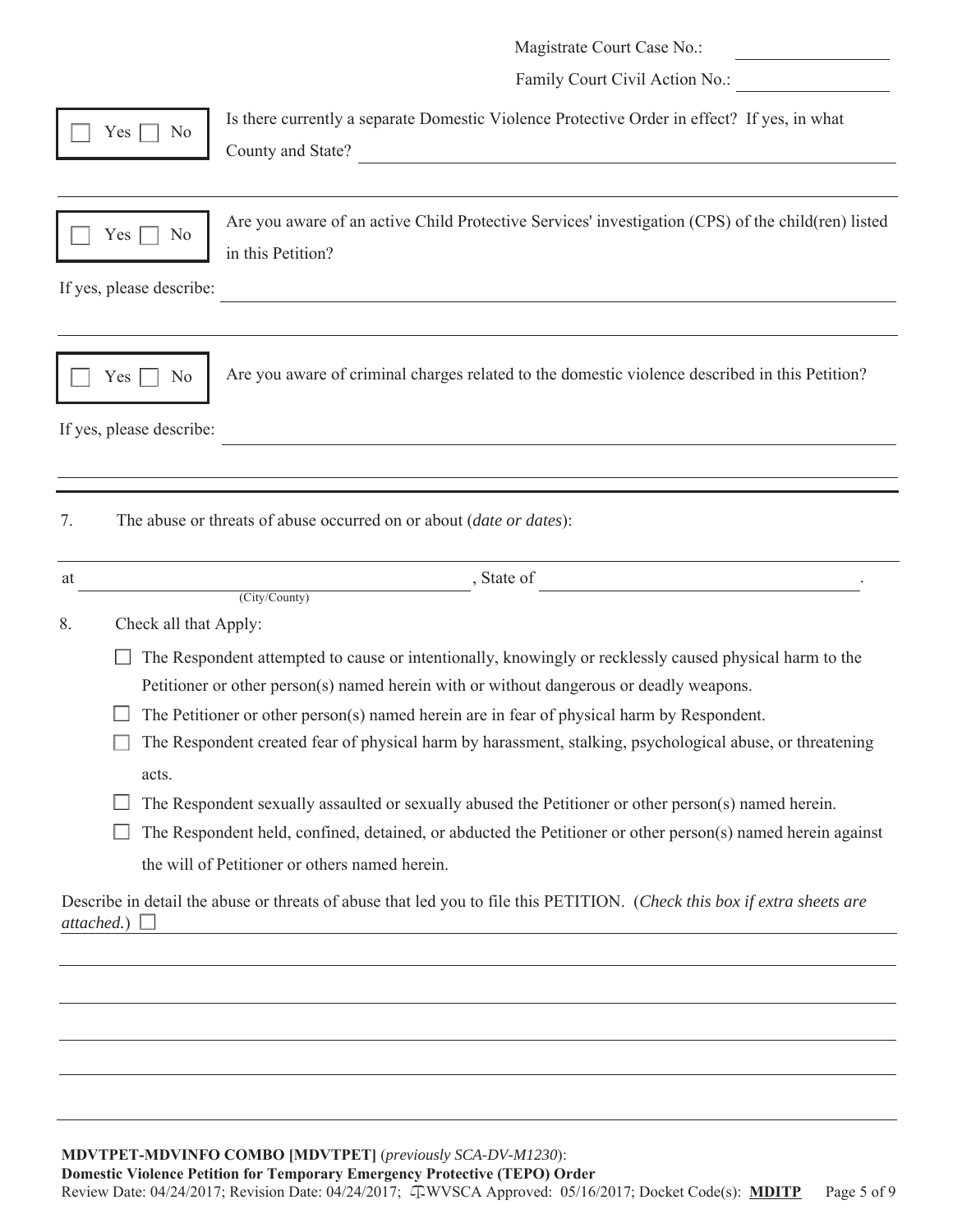Magistrate Court Case No.: ____________

Family Court Civil Action No.: ____________

☐ Yes ☐ No — Is there currently a separate Domestic Violence Protective Order in effect? If yes, in what County and State? ________________________________

☐ Yes ☐ No — Are you aware of an active Child Protective Services' investigation (CPS) of the child(ren) listed in this Petition?

If yes, please describe: ________________________________

☐ Yes ☐ No — Are you aware of criminal charges related to the domestic violence described in this Petition?

If yes, please describe: ________________________________

7. The abuse or threats of abuse occurred on or about (*date or dates*): ________________________________

at ________________________ (City/County), State of ________________________.

8. Check all that Apply:

- ☐ The Respondent attempted to cause or intentionally, knowingly or recklessly caused physical harm to the Petitioner or other person(s) named herein with or without dangerous or deadly weapons.
- ☐ The Petitioner or other person(s) named herein are in fear of physical harm by Respondent.
- ☐ The Respondent created fear of physical harm by harassment, stalking, psychological abuse, or threatening acts.
- ☐ The Respondent sexually assaulted or sexually abused the Petitioner or other person(s) named herein.
- ☐ The Respondent held, confined, detained, or abducted the Petitioner or other person(s) named herein against the will of Petitioner or others named herein.

Describe in detail the abuse or threats of abuse that led you to file this PETITION. (*Check this box if extra sheets are attached.*) ☐

________________________________

________________________________

________________________________

________________________________

________________________________

**MDVTPET-MDVINFO COMBO [MDVTPET]** (*previously SCA-DV-M1230*):
**Domestic Violence Petition for Temporary Emergency Protective (TEPO) Order**
Review Date: 04/24/2017; Revision Date: 04/24/2017; WVSCA Approved: 05/16/2017; Docket Code(s): **MDITP**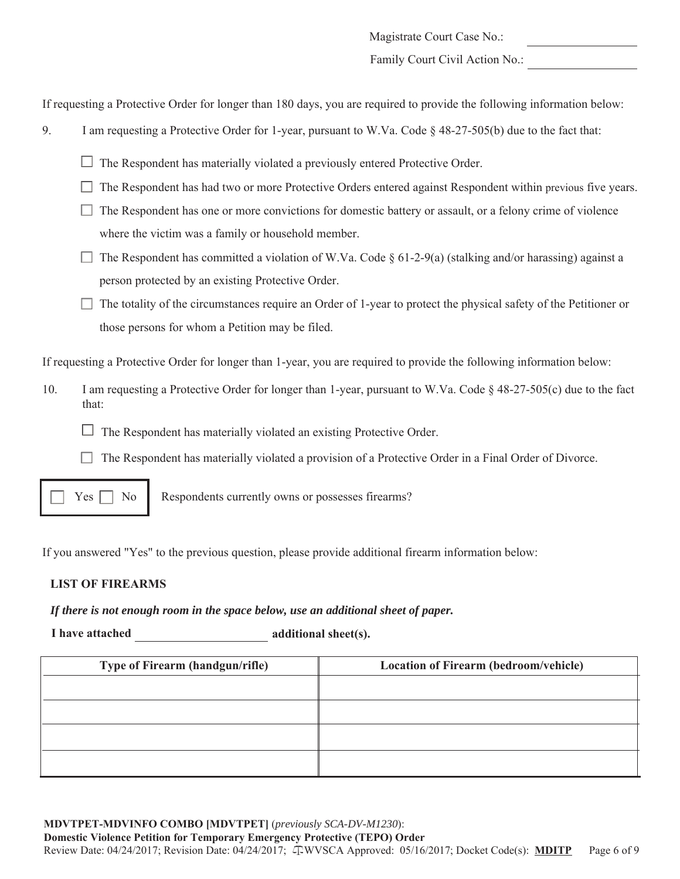Magistrate Court Case No.: ____________

Family Court Civil Action No.: ____________

If requesting a Protective Order for longer than 180 days, you are required to provide the following information below:

9. I am requesting a Protective Order for 1-year, pursuant to W.Va. Code § 48-27-505(b) due to the fact that:

   - ☐ The Respondent has materially violated a previously entered Protective Order.
   - ☐ The Respondent has had two or more Protective Orders entered against Respondent within previous five years.
   - ☐ The Respondent has one or more convictions for domestic battery or assault, or a felony crime of violence where the victim was a family or household member.
   - ☐ The Respondent has committed a violation of W.Va. Code § 61-2-9(a) (stalking and/or harassing) against a person protected by an existing Protective Order.
   - ☐ The totality of the circumstances require an Order of 1-year to protect the physical safety of the Petitioner or those persons for whom a Petition may be filed.

If requesting a Protective Order for longer than 1-year, you are required to provide the following information below:

10. I am requesting a Protective Order for longer than 1-year, pursuant to W.Va. Code § 48-27-505(c) due to the fact that:

    - ☐ The Respondent has materially violated an existing Protective Order.
    - ☐ The Respondent has materially violated a provision of a Protective Order in a Final Order of Divorce.

☐ Yes ☐ No — Respondents currently owns or possesses firearms?

If you answered "Yes" to the previous question, please provide additional firearm information below:

**LIST OF FIREARMS**

***If there is not enough room in the space below, use an additional sheet of paper.***

**I have attached ____________ additional sheet(s).**

| Type of Firearm (handgun/rifle) | Location of Firearm (bedroom/vehicle) |
|---|---|
| | |
| | |
| | |
| | |

**MDVTPET-MDVINFO COMBO [MDVTPET]** (*previously SCA-DV-M1230*):
**Domestic Violence Petition for Temporary Emergency Protective (TEPO) Order**
Review Date: 04/24/2017; Revision Date: 04/24/2017; WVSCA Approved: 05/16/2017; Docket Code(s): **MDITP**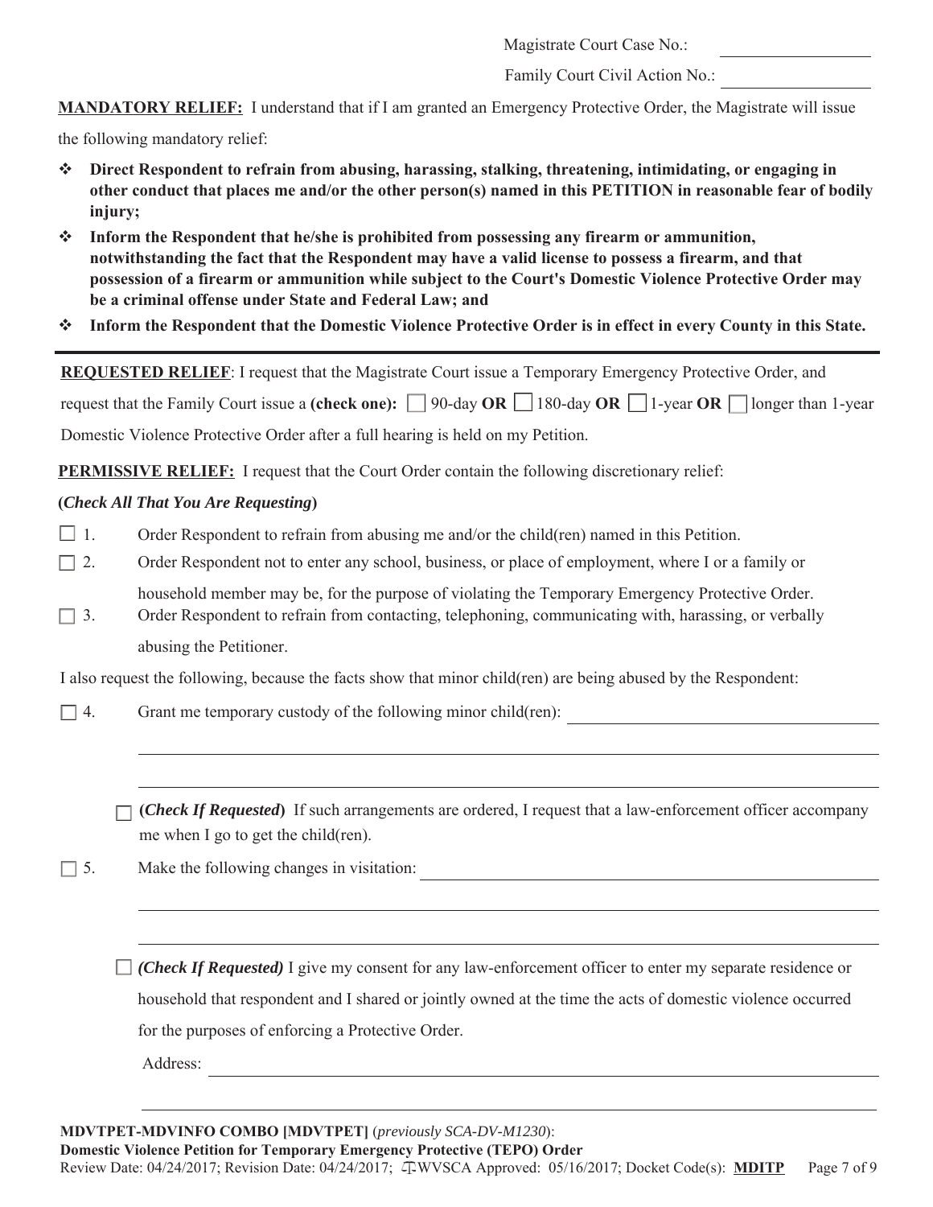Magistrate Court Case No.: \_\_\_\_\_\_\_\_\_\_\_\_\_\_\_\_

Family Court Civil Action No.: \_\_\_\_\_\_\_\_\_\_\_\_\_\_\_\_

**MANDATORY RELIEF:** I understand that if I am granted an Emergency Protective Order, the Magistrate will issue the following mandatory relief:

- **Direct Respondent to refrain from abusing, harassing, stalking, threatening, intimidating, or engaging in other conduct that places me and/or the other person(s) named in this PETITION in reasonable fear of bodily injury;**
- **Inform the Respondent that he/she is prohibited from possessing any firearm or ammunition, notwithstanding the fact that the Respondent may have a valid license to possess a firearm, and that possession of a firearm or ammunition while subject to the Court's Domestic Violence Protective Order may be a criminal offense under State and Federal Law; and**
- **Inform the Respondent that the Domestic Violence Protective Order is in effect in every County in this State.**

---

**REQUESTED RELIEF**: I request that the Magistrate Court issue a Temporary Emergency Protective Order, and request that the Family Court issue a **(check one):** ☐ 90-day **OR** ☐ 180-day **OR** ☐ 1-year **OR** ☐ longer than 1-year Domestic Violence Protective Order after a full hearing is held on my Petition.

**PERMISSIVE RELIEF:** I request that the Court Order contain the following discretionary relief:

**(*Check All That You Are Requesting*)**

☐ 1. Order Respondent to refrain from abusing me and/or the child(ren) named in this Petition.

☐ 2. Order Respondent not to enter any school, business, or place of employment, where I or a family or household member may be, for the purpose of violating the Temporary Emergency Protective Order.

☐ 3. Order Respondent to refrain from contacting, telephoning, communicating with, harassing, or verbally abusing the Petitioner.

I also request the following, because the facts show that minor child(ren) are being abused by the Respondent:

☐ 4. Grant me temporary custody of the following minor child(ren): \_\_\_\_\_\_\_\_\_\_\_\_\_\_\_\_\_\_\_\_\_\_\_\_

\_\_\_\_\_\_\_\_\_\_\_\_\_\_\_\_\_\_\_\_\_\_\_\_\_\_\_\_\_\_\_\_\_\_\_\_\_\_\_\_\_\_\_\_\_\_\_\_

\_\_\_\_\_\_\_\_\_\_\_\_\_\_\_\_\_\_\_\_\_\_\_\_\_\_\_\_\_\_\_\_\_\_\_\_\_\_\_\_\_\_\_\_\_\_\_\_

☐ **(*Check If Requested*)** If such arrangements are ordered, I request that a law-enforcement officer accompany me when I go to get the child(ren).

☐ 5. Make the following changes in visitation: \_\_\_\_\_\_\_\_\_\_\_\_\_\_\_\_\_\_\_\_\_\_\_\_

\_\_\_\_\_\_\_\_\_\_\_\_\_\_\_\_\_\_\_\_\_\_\_\_\_\_\_\_\_\_\_\_\_\_\_\_\_\_\_\_\_\_\_\_\_\_\_\_

\_\_\_\_\_\_\_\_\_\_\_\_\_\_\_\_\_\_\_\_\_\_\_\_\_\_\_\_\_\_\_\_\_\_\_\_\_\_\_\_\_\_\_\_\_\_\_\_

☐ ***(Check If Requested)*** I give my consent for any law-enforcement officer to enter my separate residence or household that respondent and I shared or jointly owned at the time the acts of domestic violence occurred for the purposes of enforcing a Protective Order.

Address: \_\_\_\_\_\_\_\_\_\_\_\_\_\_\_\_\_\_\_\_\_\_\_\_\_\_\_\_\_\_\_\_\_\_\_\_\_\_\_\_

\_\_\_\_\_\_\_\_\_\_\_\_\_\_\_\_\_\_\_\_\_\_\_\_\_\_\_\_\_\_\_\_\_\_\_\_\_\_\_\_\_\_\_\_\_\_\_\_

**MDVTPET-MDVINFO COMBO [MDVTPET]** (*previously SCA-DV-M1230*):
**Domestic Violence Petition for Temporary Emergency Protective (TEPO) Order**
Review Date: 04/24/2017; Revision Date: 04/24/2017; WVSCA Approved: 05/16/2017; Docket Code(s): **MDITP**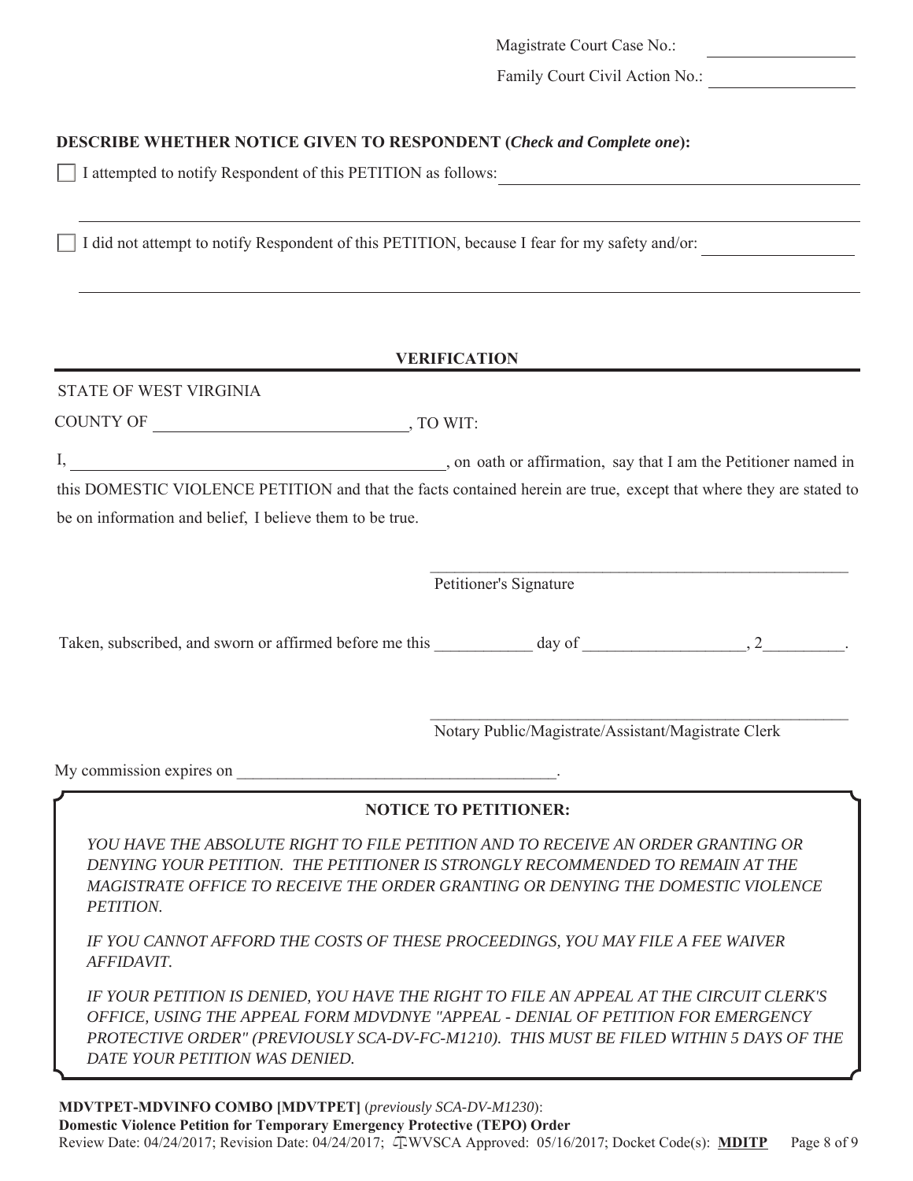Magistrate Court Case No.: ____________

Family Court Civil Action No.: ____________

**DESCRIBE WHETHER NOTICE GIVEN TO RESPONDENT (*Check and Complete one*):**

☐ I attempted to notify Respondent of this PETITION as follows: ________________________________________

________________________________________________________________________________

☐ I did not attempt to notify Respondent of this PETITION, because I fear for my safety and/or: ____________

________________________________________________________________________________

## VERIFICATION

STATE OF WEST VIRGINIA

COUNTY OF ______________________________, TO WIT:

I, ______________________________________________, on oath or affirmation, say that I am the Petitioner named in this DOMESTIC VIOLENCE PETITION and that the facts contained herein are true, except that where they are stated to be on information and belief, I believe them to be true.

______________________________________________________
Petitioner's Signature

Taken, subscribed, and sworn or affirmed before me this ____________ day of ____________________, 2__________.

______________________________________________________
Notary Public/Magistrate/Assistant/Magistrate Clerk

My commission expires on ________________________________________.

**NOTICE TO PETITIONER:**

*YOU HAVE THE ABSOLUTE RIGHT TO FILE PETITION AND TO RECEIVE AN ORDER GRANTING OR DENYING YOUR PETITION. THE PETITIONER IS STRONGLY RECOMMENDED TO REMAIN AT THE MAGISTRATE OFFICE TO RECEIVE THE ORDER GRANTING OR DENYING THE DOMESTIC VIOLENCE PETITION.*

*IF YOU CANNOT AFFORD THE COSTS OF THESE PROCEEDINGS, YOU MAY FILE A FEE WAIVER AFFIDAVIT.*

*IF YOUR PETITION IS DENIED, YOU HAVE THE RIGHT TO FILE AN APPEAL AT THE CIRCUIT CLERK'S OFFICE, USING THE APPEAL FORM MDVDNYE "APPEAL - DENIAL OF PETITION FOR EMERGENCY PROTECTIVE ORDER" (PREVIOUSLY SCA-DV-FC-M1210). THIS MUST BE FILED WITHIN 5 DAYS OF THE DATE YOUR PETITION WAS DENIED.*

**MDVTPET-MDVINFO COMBO [MDVTPET]** (*previously SCA-DV-M1230*):
**Domestic Violence Petition for Temporary Emergency Protective (TEPO) Order**
Review Date: 04/24/2017; Revision Date: 04/24/2017; WVSCA Approved: 05/16/2017; Docket Code(s): **MDITP**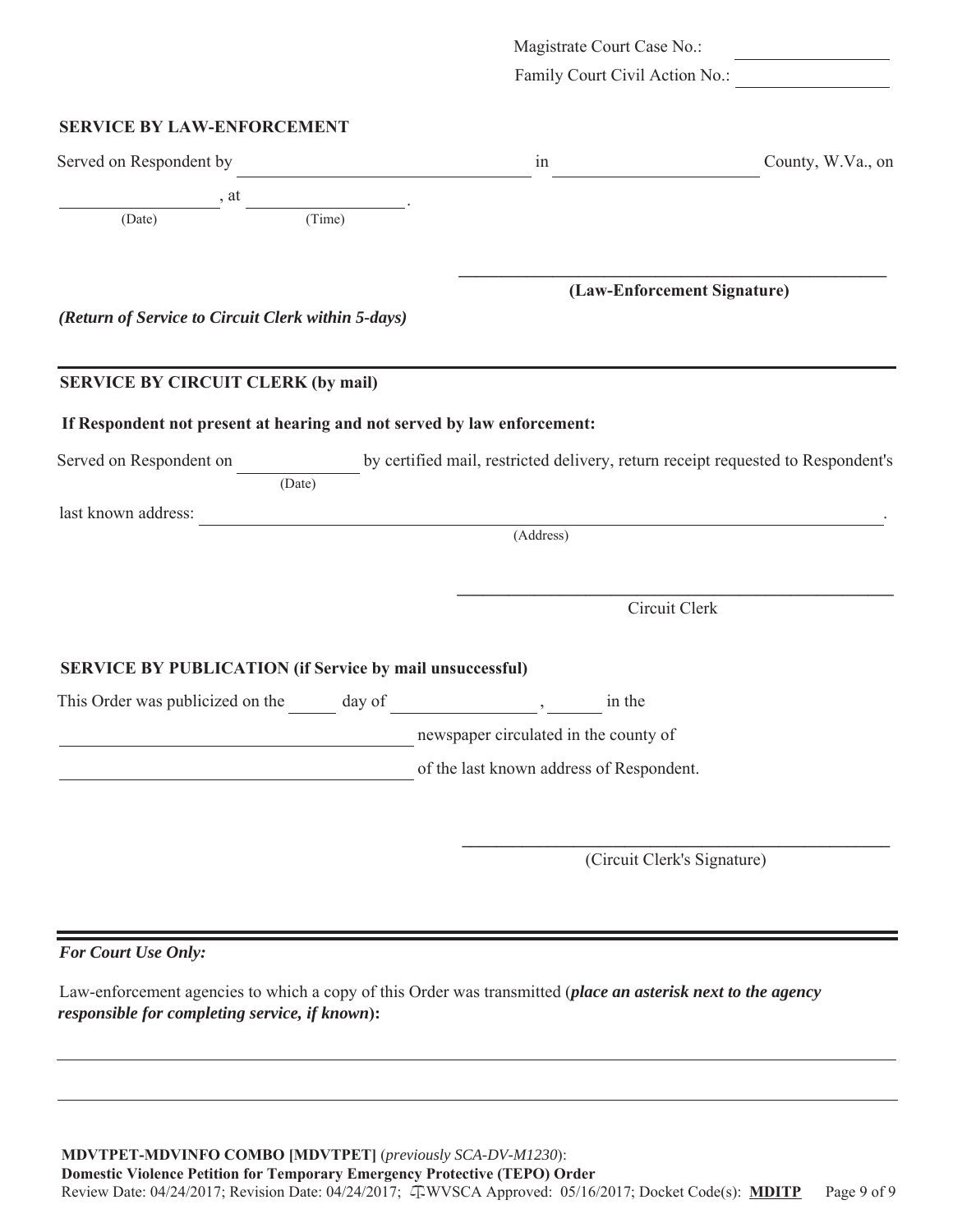Magistrate Court Case No.: ______________

Family Court Civil Action No.: ______________

**SERVICE BY LAW-ENFORCEMENT**

Served on Respondent by ______________________________ in ____________________ County, W.Va., on

______________ (Date), at ______________ (Time).

______________________________________
**(Law-Enforcement Signature)**

***(Return of Service to Circuit Clerk within 5-days)***

---

**SERVICE BY CIRCUIT CLERK (by mail)**

**If Respondent not present at hearing and not served by law enforcement:**

Served on Respondent on ____________ (Date) by certified mail, restricted delivery, return receipt requested to Respondent's last known address: ________________________________________________ (Address).

______________________________________
Circuit Clerk

**SERVICE BY PUBLICATION (if Service by mail unsuccessful)**

This Order was publicized on the _____ day of ______________, _____ in the

____________________________________ newspaper circulated in the county of

____________________________________ of the last known address of Respondent.

______________________________________
(Circuit Clerk's Signature)

---

***For Court Use Only:***

Law-enforcement agencies to which a copy of this Order was transmitted (***place an asterisk next to the agency responsible for completing service, if known***)**:**

______________________________________________________________________________

______________________________________________________________________________

**MDVTPET-MDVINFO COMBO [MDVTPET]** (*previously SCA-DV-M1230*):
**Domestic Violence Petition for Temporary Emergency Protective (TEPO) Order**
Review Date: 04/24/2017; Revision Date: 04/24/2017; WVSCA Approved: 05/16/2017; Docket Code(s): **MDITP**